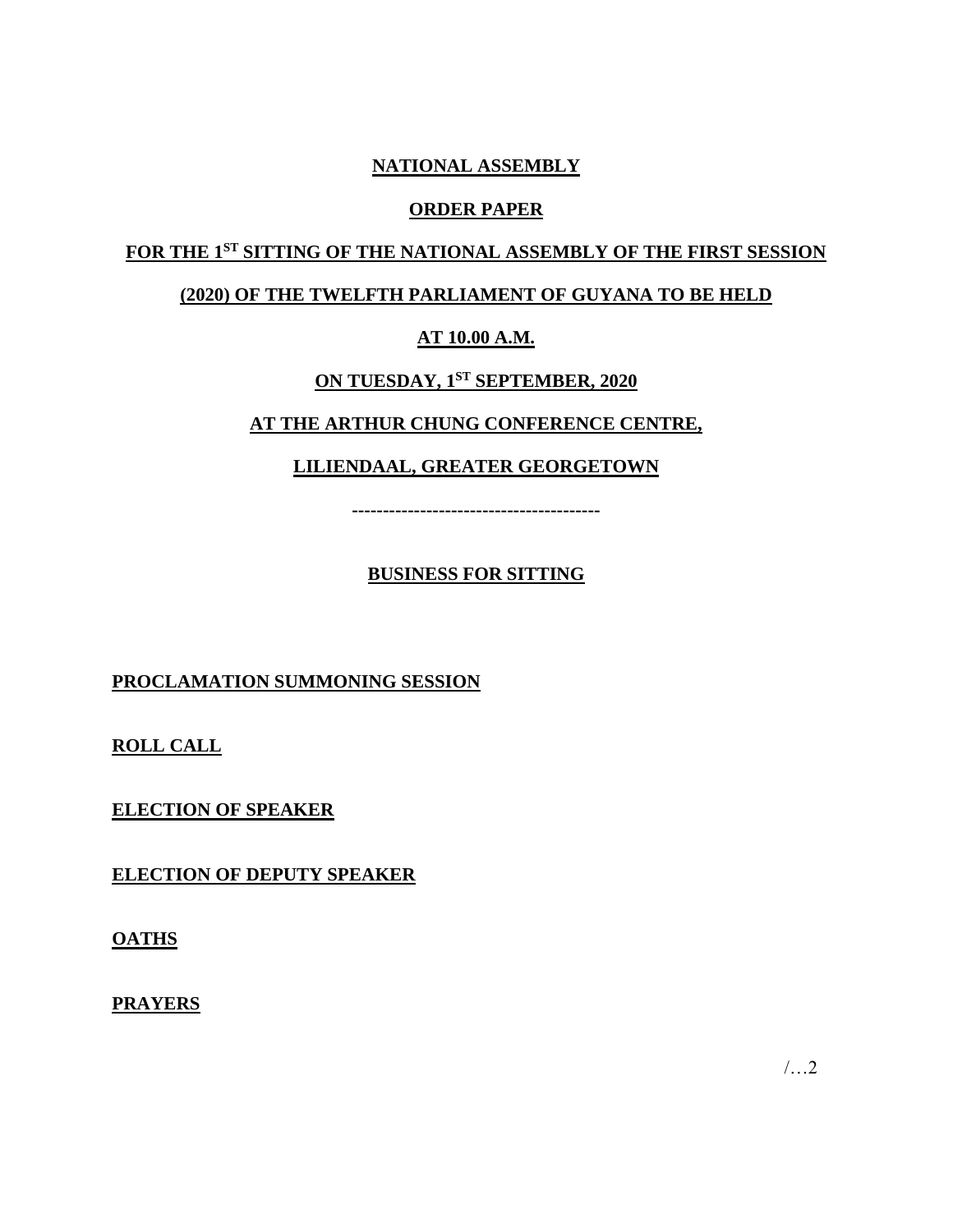# NATIONAL ASSEMBLY

## ORDER PAPER

## FOR THE 1ST SITTING OF THE NATIONAL ASSEMBLY OF THE FIRST SESSION (2020) OF THE TWELFTH PARLIAMENT OF GUYANA TO BE HELD AT 10.00 A.M. ON TUESDAY, 1ST SEPTEMBER, 2020 AT THE ARTHUR CHUNG CONFERENCE CENTRE, LILIENDAAL, GREATER GEORGETOWN

---

## BUSINESS FOR SITTING

**PROCLAMATION SUMMONING SESSION**

**ROLL CALL**

**ELECTION OF SPEAKER**

**ELECTION OF DEPUTY SPEAKER**

**OATHS**

**PRAYERS**

/…2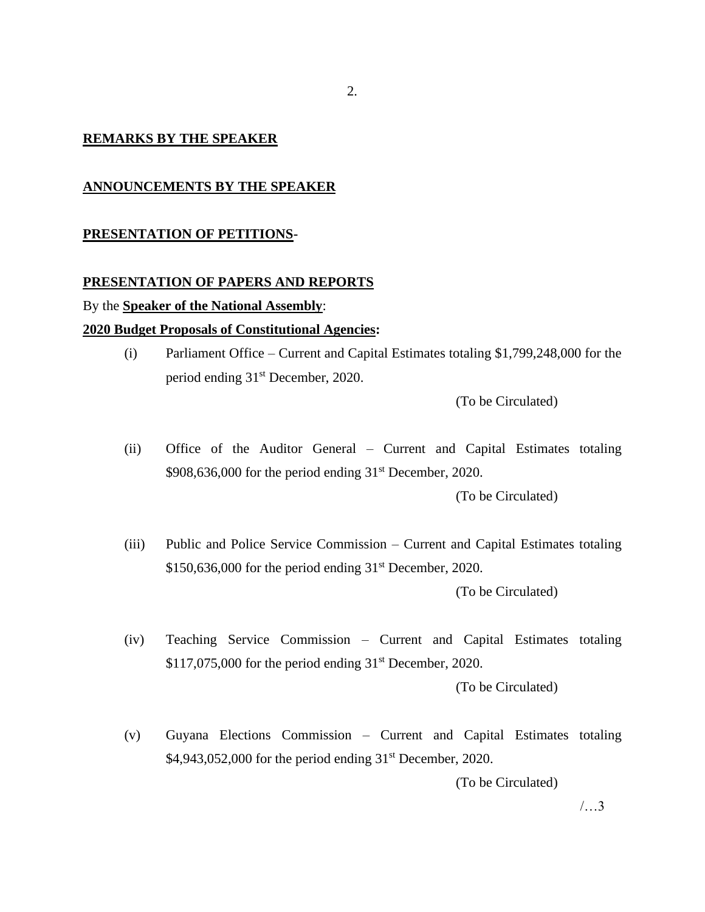## REMARKS BY THE SPEAKER

## ANNOUNCEMENTS BY THE SPEAKER

## PRESENTATION OF PETITIONS-

## PRESENTATION OF PAPERS AND REPORTS

By the **Speaker of the National Assembly**:

**2020 Budget Proposals of Constitutional Agencies:**

(i) Parliament Office – Current and Capital Estimates totaling $1,799,248,000 for the period ending 31st December, 2020.

(To be Circulated)

(ii) Office of the Auditor General – Current and Capital Estimates totaling $908,636,000 for the period ending 31st December, 2020.

(To be Circulated)

(iii) Public and Police Service Commission – Current and Capital Estimates totaling $150,636,000 for the period ending 31st December, 2020.

(To be Circulated)

(iv) Teaching Service Commission – Current and Capital Estimates totaling $117,075,000 for the period ending 31st December, 2020.

(To be Circulated)

(v) Guyana Elections Commission – Current and Capital Estimates totaling $4,943,052,000 for the period ending 31st December, 2020.

(To be Circulated)

/…3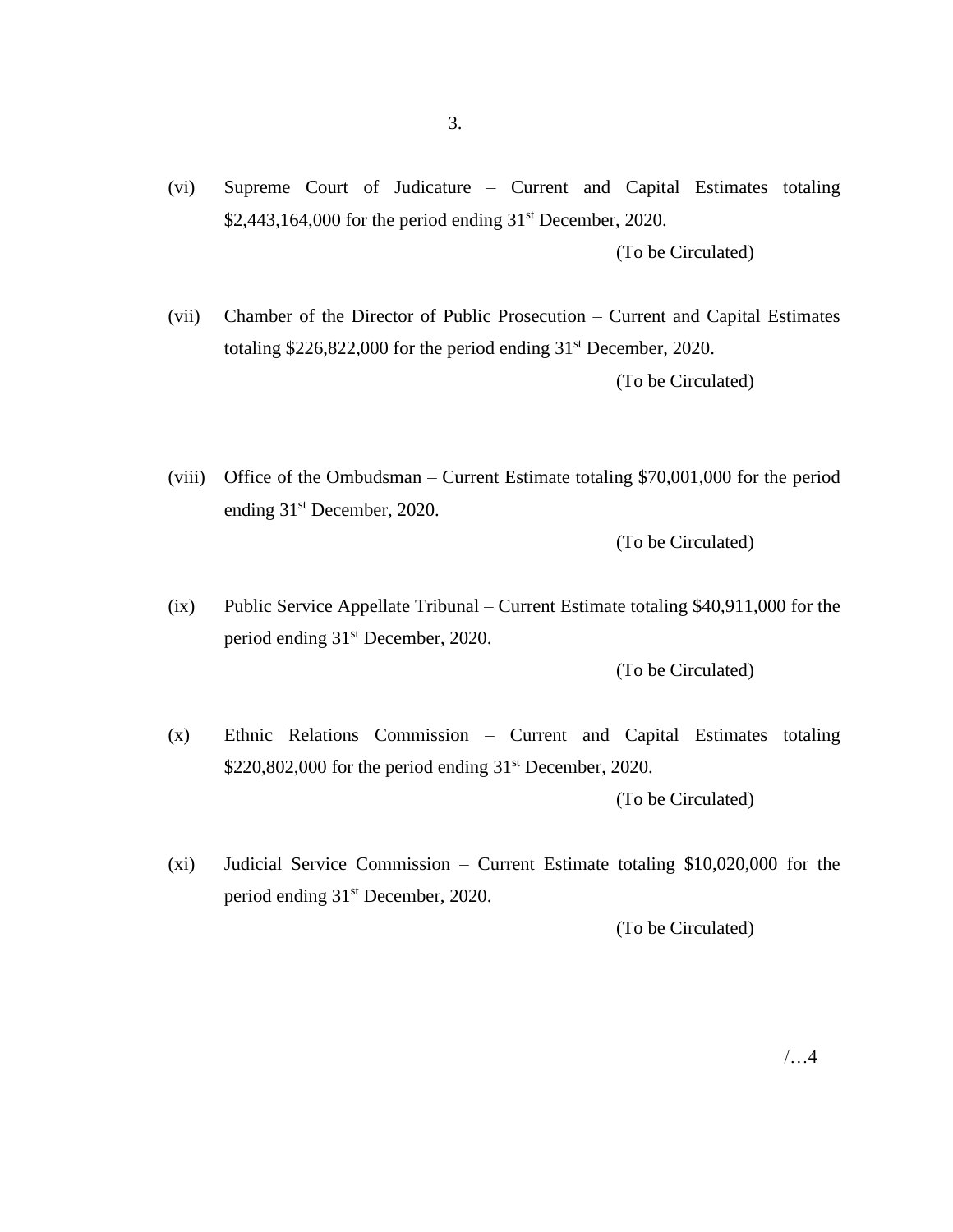(vi) Supreme Court of Judicature – Current and Capital Estimates totaling $2,443,164,000 for the period ending 31st December, 2020.

(To be Circulated)

(vii) Chamber of the Director of Public Prosecution – Current and Capital Estimates totaling $226,822,000 for the period ending 31st December, 2020.

(To be Circulated)

(viii) Office of the Ombudsman – Current Estimate totaling $70,001,000 for the period ending 31st December, 2020.

(To be Circulated)

(ix) Public Service Appellate Tribunal – Current Estimate totaling $40,911,000 for the period ending 31st December, 2020.

(To be Circulated)

(x) Ethnic Relations Commission – Current and Capital Estimates totaling $220,802,000 for the period ending 31st December, 2020.

(To be Circulated)

(xi) Judicial Service Commission – Current Estimate totaling $10,020,000 for the period ending 31st December, 2020.

(To be Circulated)

/…4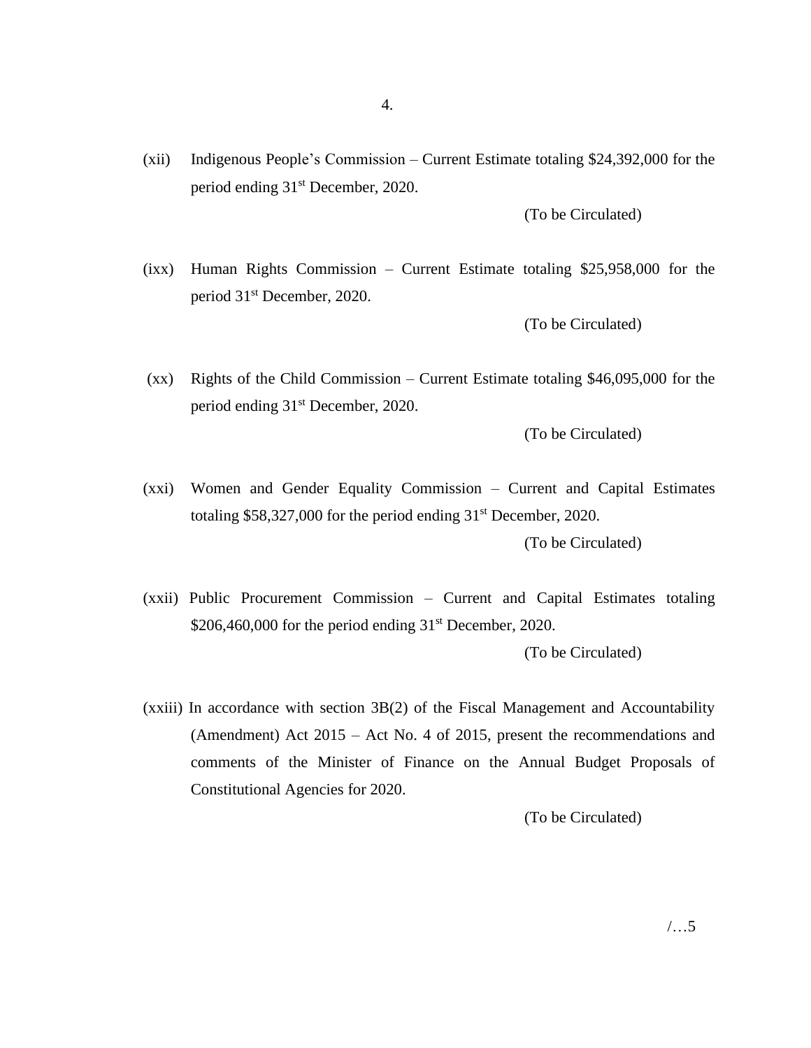(xii) Indigenous People's Commission – Current Estimate totaling $24,392,000 for the period ending 31st December, 2020.

(To be Circulated)

(ixx) Human Rights Commission – Current Estimate totaling $25,958,000 for the period 31st December, 2020.

(To be Circulated)

(xx) Rights of the Child Commission – Current Estimate totaling $46,095,000 for the period ending 31st December, 2020.

(To be Circulated)

(xxi) Women and Gender Equality Commission – Current and Capital Estimates totaling $58,327,000 for the period ending 31st December, 2020.

(To be Circulated)

(xxii) Public Procurement Commission – Current and Capital Estimates totaling $206,460,000 for the period ending 31st December, 2020.

(To be Circulated)

(xxiii) In accordance with section 3B(2) of the Fiscal Management and Accountability (Amendment) Act 2015 – Act No. 4 of 2015, present the recommendations and comments of the Minister of Finance on the Annual Budget Proposals of Constitutional Agencies for 2020.

(To be Circulated)

/…5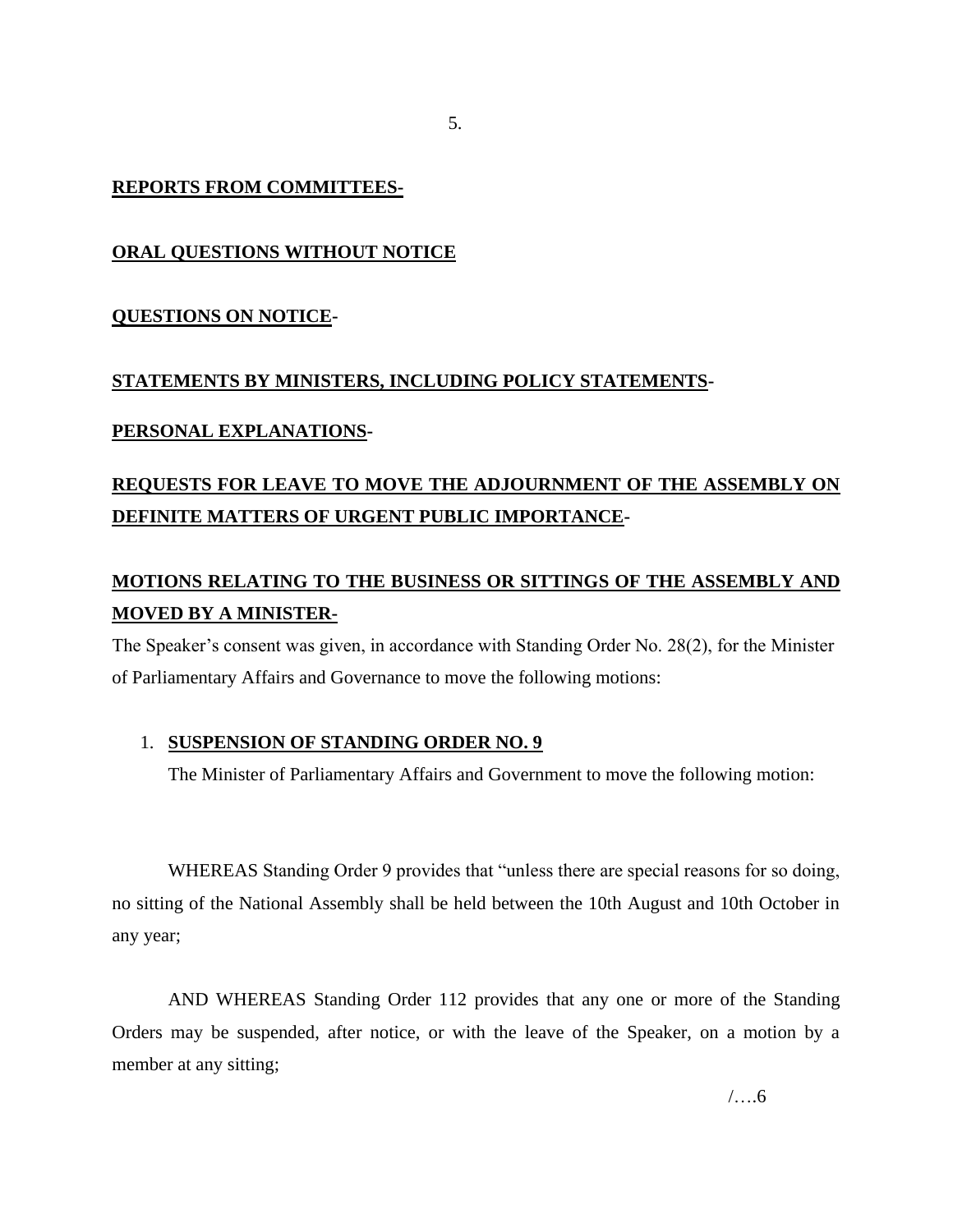**REPORTS FROM COMMITTEES-**

**ORAL QUESTIONS WITHOUT NOTICE**

**QUESTIONS ON NOTICE-**

**STATEMENTS BY MINISTERS, INCLUDING POLICY STATEMENTS-**

**PERSONAL EXPLANATIONS-**

**REQUESTS FOR LEAVE TO MOVE THE ADJOURNMENT OF THE ASSEMBLY ON DEFINITE MATTERS OF URGENT PUBLIC IMPORTANCE-**

**MOTIONS RELATING TO THE BUSINESS OR SITTINGS OF THE ASSEMBLY AND MOVED BY A MINISTER-**

The Speaker's consent was given, in accordance with Standing Order No. 28(2), for the Minister of Parliamentary Affairs and Governance to move the following motions:

1. **SUSPENSION OF STANDING ORDER NO. 9**

   The Minister of Parliamentary Affairs and Government to move the following motion:

WHEREAS Standing Order 9 provides that "unless there are special reasons for so doing, no sitting of the National Assembly shall be held between the 10th August and 10th October in any year;

AND WHEREAS Standing Order 112 provides that any one or more of the Standing Orders may be suspended, after notice, or with the leave of the Speaker, on a motion by a member at any sitting;

/….6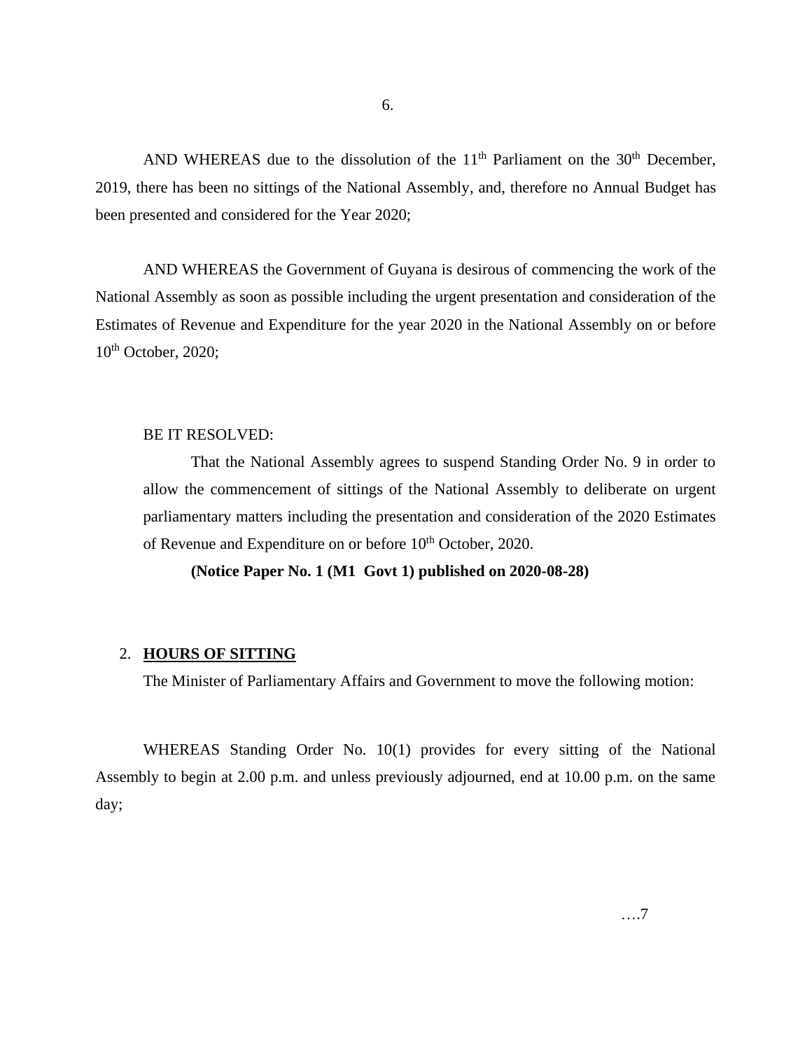AND WHEREAS due to the dissolution of the 11th Parliament on the 30th December, 2019, there has been no sittings of the National Assembly, and, therefore no Annual Budget has been presented and considered for the Year 2020;

AND WHEREAS the Government of Guyana is desirous of commencing the work of the National Assembly as soon as possible including the urgent presentation and consideration of the Estimates of Revenue and Expenditure for the year 2020 in the National Assembly on or before 10th October, 2020;

BE IT RESOLVED:

That the National Assembly agrees to suspend Standing Order No. 9 in order to allow the commencement of sittings of the National Assembly to deliberate on urgent parliamentary matters including the presentation and consideration of the 2020 Estimates of Revenue and Expenditure on or before 10th October, 2020.

**(Notice Paper No. 1 (M1 Govt 1) published on 2020-08-28)**

2. **HOURS OF SITTING**

The Minister of Parliamentary Affairs and Government to move the following motion:

WHEREAS Standing Order No. 10(1) provides for every sitting of the National Assembly to begin at 2.00 p.m. and unless previously adjourned, end at 10.00 p.m. on the same day;

….7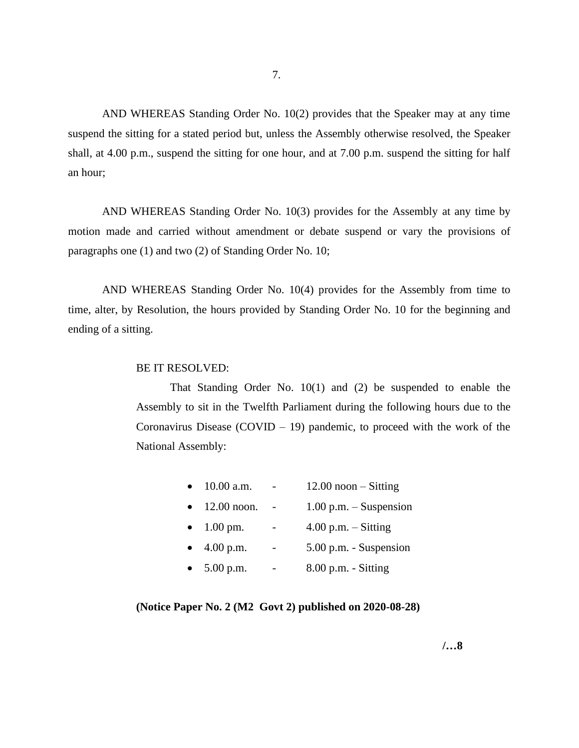AND WHEREAS Standing Order No. 10(2) provides that the Speaker may at any time suspend the sitting for a stated period but, unless the Assembly otherwise resolved, the Speaker shall, at 4.00 p.m., suspend the sitting for one hour, and at 7.00 p.m. suspend the sitting for half an hour;

AND WHEREAS Standing Order No. 10(3) provides for the Assembly at any time by motion made and carried without amendment or debate suspend or vary the provisions of paragraphs one (1) and two (2) of Standing Order No. 10;

AND WHEREAS Standing Order No. 10(4) provides for the Assembly from time to time, alter, by Resolution, the hours provided by Standing Order No. 10 for the beginning and ending of a sitting.

BE IT RESOLVED:

That Standing Order No. 10(1) and (2) be suspended to enable the Assembly to sit in the Twelfth Parliament during the following hours due to the Coronavirus Disease (COVID – 19) pandemic, to proceed with the work of the National Assembly:

- 10.00 a.m. - 12.00 noon – Sitting
- 12.00 noon. - 1.00 p.m. – Suspension
- 1.00 pm. - 4.00 p.m. – Sitting
- 4.00 p.m. - 5.00 p.m. - Suspension
- 5.00 p.m. - 8.00 p.m. - Sitting

**(Notice Paper No. 2 (M2 Govt 2) published on 2020-08-28)**

**/…8**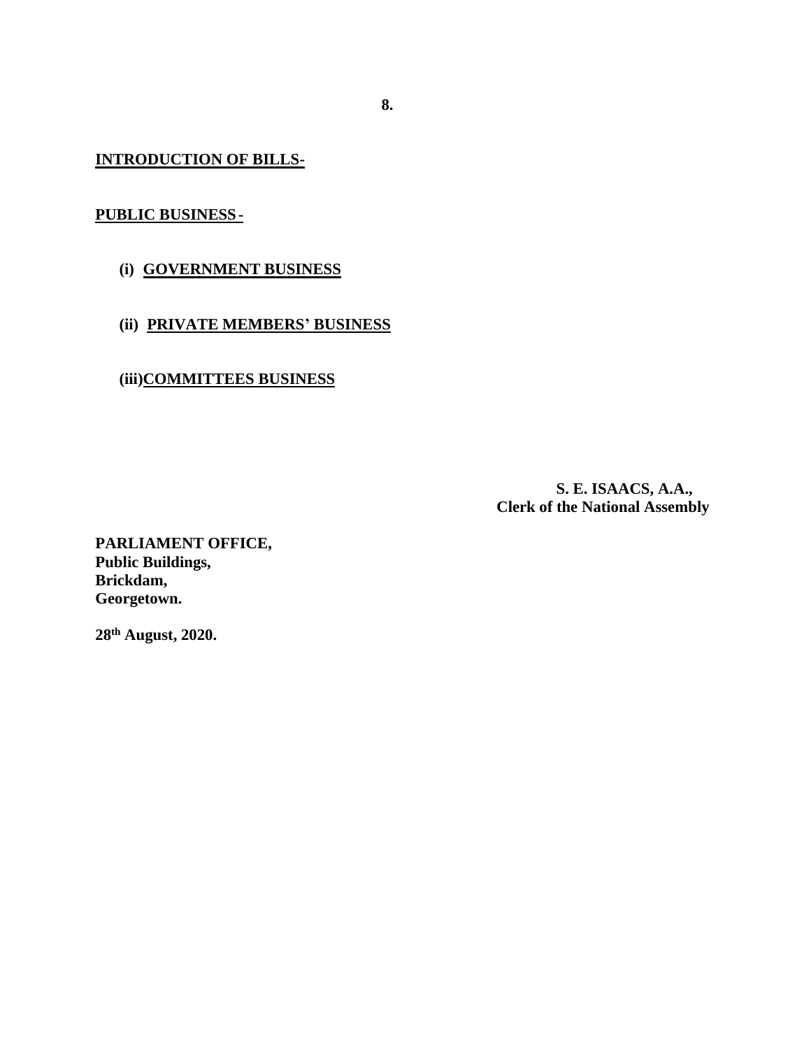**INTRODUCTION OF BILLS-**

**PUBLIC BUSINESS -**

**(i) GOVERNMENT BUSINESS**

**(ii) PRIVATE MEMBERS' BUSINESS**

**(iii)COMMITTEES BUSINESS**

**S. E. ISAACS, A.A.,**
**Clerk of the National Assembly**

**PARLIAMENT OFFICE,**
**Public Buildings,**
**Brickdam,**
**Georgetown.**

**28th August, 2020.**